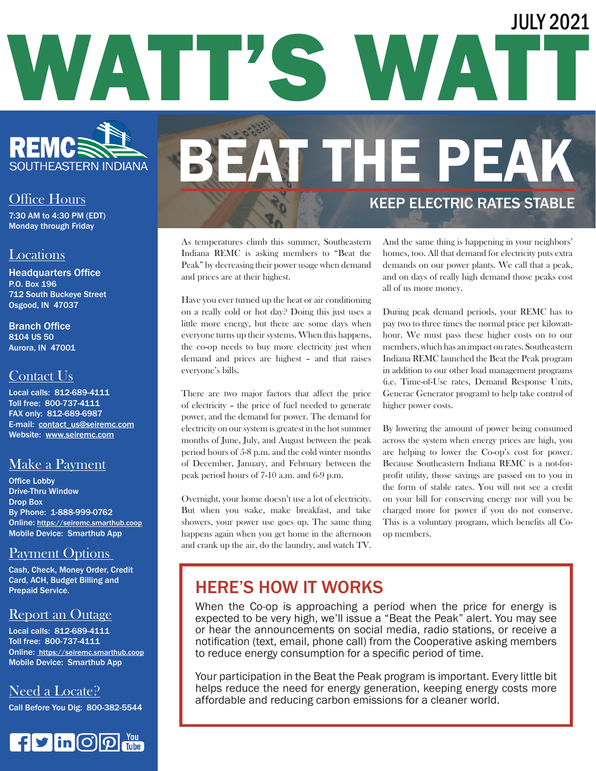JULY 2021

# WATT'S WATT

REMC SOUTHEASTERN INDIANA

## Office Hours

7:30 AM to 4:30 PM (EDT)
Monday through Friday

## Locations

**Headquarters Office**
P.O. Box 196
712 South Buckeye Street
Osgood, IN 47037

**Branch Office**
8104 US 50
Aurora, IN 47001

## Contact Us

Local calls: 812-689-4111
Toll free: 800-737-4111
FAX only: 812-689-6987
E-mail: contact_us@seiremc.com
Website: www.seiremc.com

## Make a Payment

Office Lobby
Drive-Thru Window
Drop Box
By Phone: 1-888-999-0762
Online: https://seiremc.smarthub.coop
Mobile Device: Smarthub App

## Payment Options

Cash, Check, Money Order, Credit Card, ACH, Budget Billing and Prepaid Service.

## Report an Outage

Local calls: 812-689-4111
Toll free: 800-737-4111
Online: https://seiremc.smarthub.coop
Mobile Device: Smarthub App

## Need a Locate?

Call Before You Dig: 800-382-5544

# BEAT THE PEAK

## KEEP ELECTRIC RATES STABLE

As temperatures climb this summer, Southeastern Indiana REMC is asking members to "Beat the Peak" by decreasing their power usage when demand and prices are at their highest.

Have you ever turned up the heat or air conditioning on a really cold or hot day? Doing this just uses a little more energy, but there are some days when everyone turns up their systems. When this happens, the co-op needs to buy more electricity just when demand and prices are highest – and that raises everyone's bills.

There are two major factors that affect the price of electricity – the price of fuel needed to generate power, and the demand for power. The demand for electricity on our system is greatest in the hot summer months of June, July, and August between the peak period hours of 5-8 p.m. and the cold winter months of December, January, and February between the peak period hours of 7-10 a.m. and 6-9 p.m.

Overnight, your home doesn't use a lot of electricity. But when you wake, make breakfast, and take showers, your power use goes up. The same thing happens again when you get home in the afternoon and crank up the air, do the laundry, and watch TV. And the same thing is happening in your neighbors' homes, too. All that demand for electricity puts extra demands on our power plants. We call that a peak, and on days of really high demand those peaks cost all of us more money.

During peak demand periods, your REMC has to pay two to three times the normal price per kilowatt-hour. We must pass these higher costs on to our members, which has an impact on rates. Southeastern Indiana REMC launched the Beat the Peak program in addition to our other load management programs (i.e. Time-of-Use rates, Demand Response Units, Generac Generator program) to help take control of higher power costs.

By lowering the amount of power being consumed across the system when energy prices are high, you are helping to lower the Co-op's cost for power. Because Southeastern Indiana REMC is a not-for-profit utility, those savings are passed on to you in the form of stable rates. You will not see a credit on your bill for conserving energy nor will you be charged more for power if you do not conserve. This is a voluntary program, which benefits all Co-op members.

## HERE'S HOW IT WORKS

When the Co-op is approaching a period when the price for energy is expected to be very high, we'll issue a "Beat the Peak" alert. You may see or hear the announcements on social media, radio stations, or receive a notification (text, email, phone call) from the Cooperative asking members to reduce energy consumption for a specific period of time.

Your participation in the Beat the Peak program is important. Every little bit helps reduce the need for energy generation, keeping energy costs more affordable and reducing carbon emissions for a cleaner world.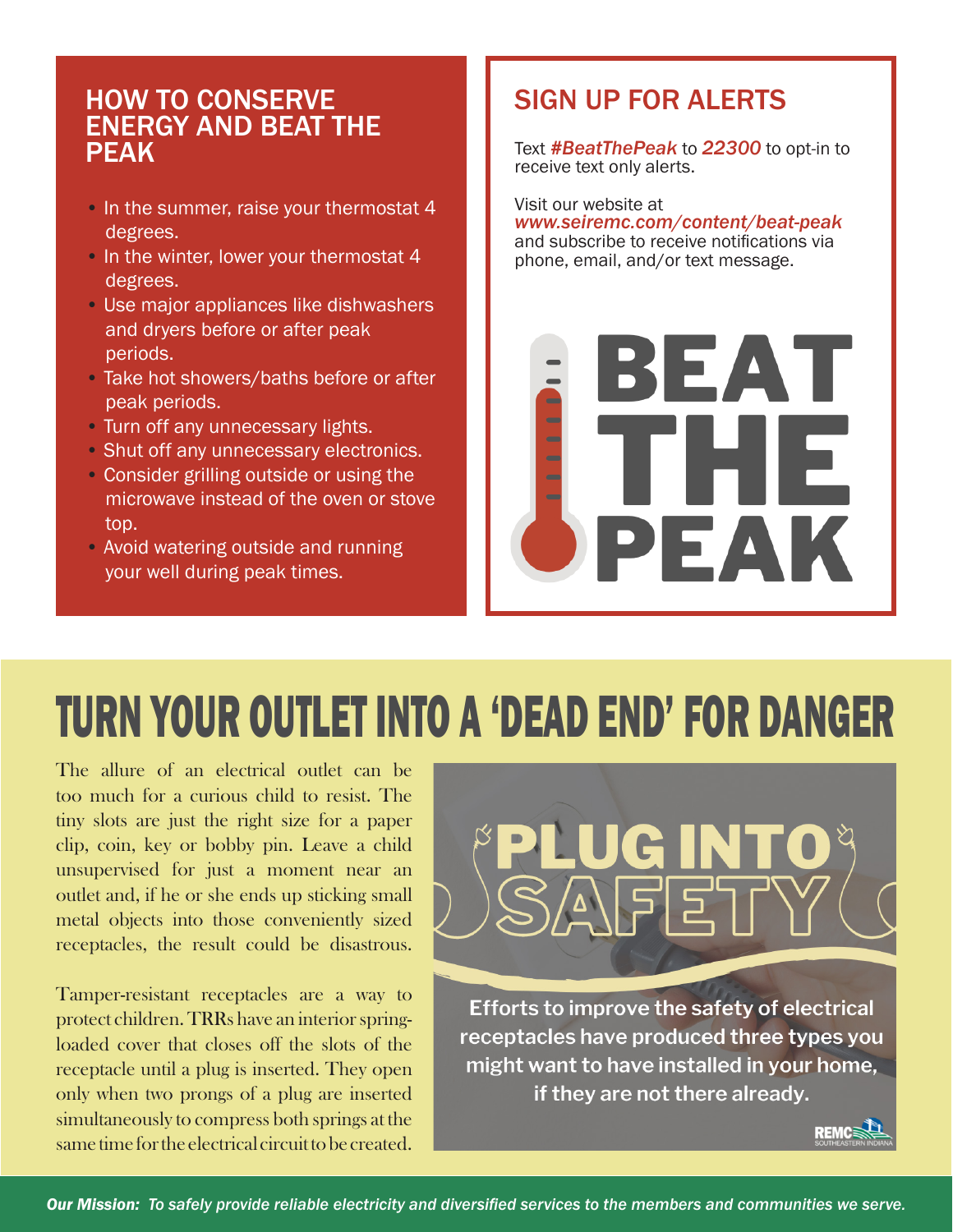## HOW TO CONSERVE ENERGY AND BEAT THE PEAK

- In the summer, raise your thermostat 4 degrees.
- In the winter, lower your thermostat 4 degrees.
- Use major appliances like dishwashers and dryers before or after peak periods.
- Take hot showers/baths before or after peak periods.
- Turn off any unnecessary lights.
- Shut off any unnecessary electronics.
- Consider grilling outside or using the microwave instead of the oven or stove top.
- Avoid watering outside and running your well during peak times.

## SIGN UP FOR ALERTS

Text ***#BeatThePeak*** to ***22300*** to opt-in to receive text only alerts.

Visit our website at
*www.seiremc.com/content/beat-peak*
and subscribe to receive notifications via phone, email, and/or text message.

BEAT THE PEAK

# TURN YOUR OUTLET INTO A 'DEAD END' FOR DANGER

The allure of an electrical outlet can be too much for a curious child to resist. The tiny slots are just the right size for a paper clip, coin, key or bobby pin. Leave a child unsupervised for just a moment near an outlet and, if he or she ends up sticking small metal objects into those conveniently sized receptacles, the result could be disastrous.

Tamper-resistant receptacles are a way to protect children. TRRs have an interior spring-loaded cover that closes off the slots of the receptacle until a plug is inserted. They open only when two prongs of a plug are inserted simultaneously to compress both springs at the same time for the electrical circuit to be created.

PLUG INTO SAFETY

**Efforts to improve the safety of electrical receptacles have produced three types you might want to have installed in your home, if they are not there already.**

REMC SOUTHEASTERN INDIANA

***Our Mission:** To safely provide reliable electricity and diversified services to the members and communities we serve.*